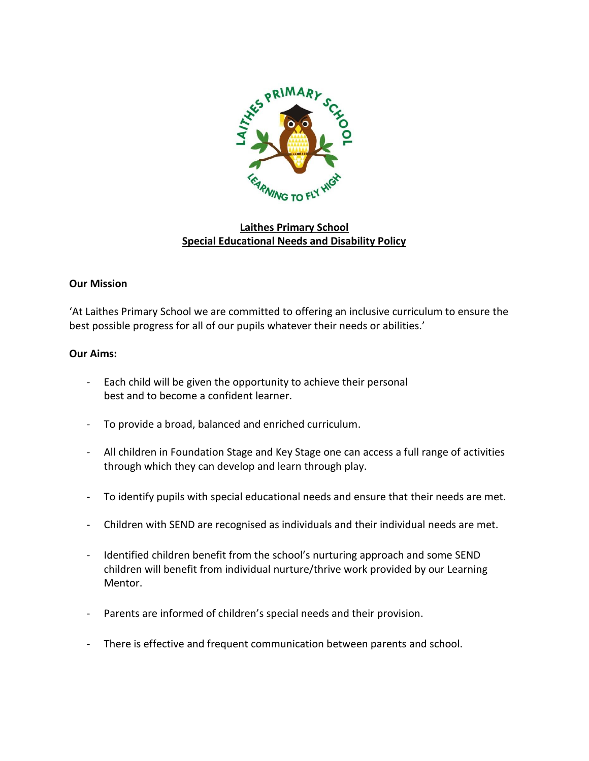# Laithes Primary School
## Special Educational Needs and Disability Policy

**Our Mission**

'At Laithes Primary School we are committed to offering an inclusive curriculum to ensure the best possible progress for all of our pupils whatever their needs or abilities.'

**Our Aims:**

- Each child will be given the opportunity to achieve their personal best and to become a confident learner.
- To provide a broad, balanced and enriched curriculum.
- All children in Foundation Stage and Key Stage one can access a full range of activities through which they can develop and learn through play.
- To identify pupils with special educational needs and ensure that their needs are met.
- Children with SEND are recognised as individuals and their individual needs are met.
- Identified children benefit from the school's nurturing approach and some SEND children will benefit from individual nurture/thrive work provided by our Learning Mentor.
- Parents are informed of children's special needs and their provision.
- There is effective and frequent communication between parents and school.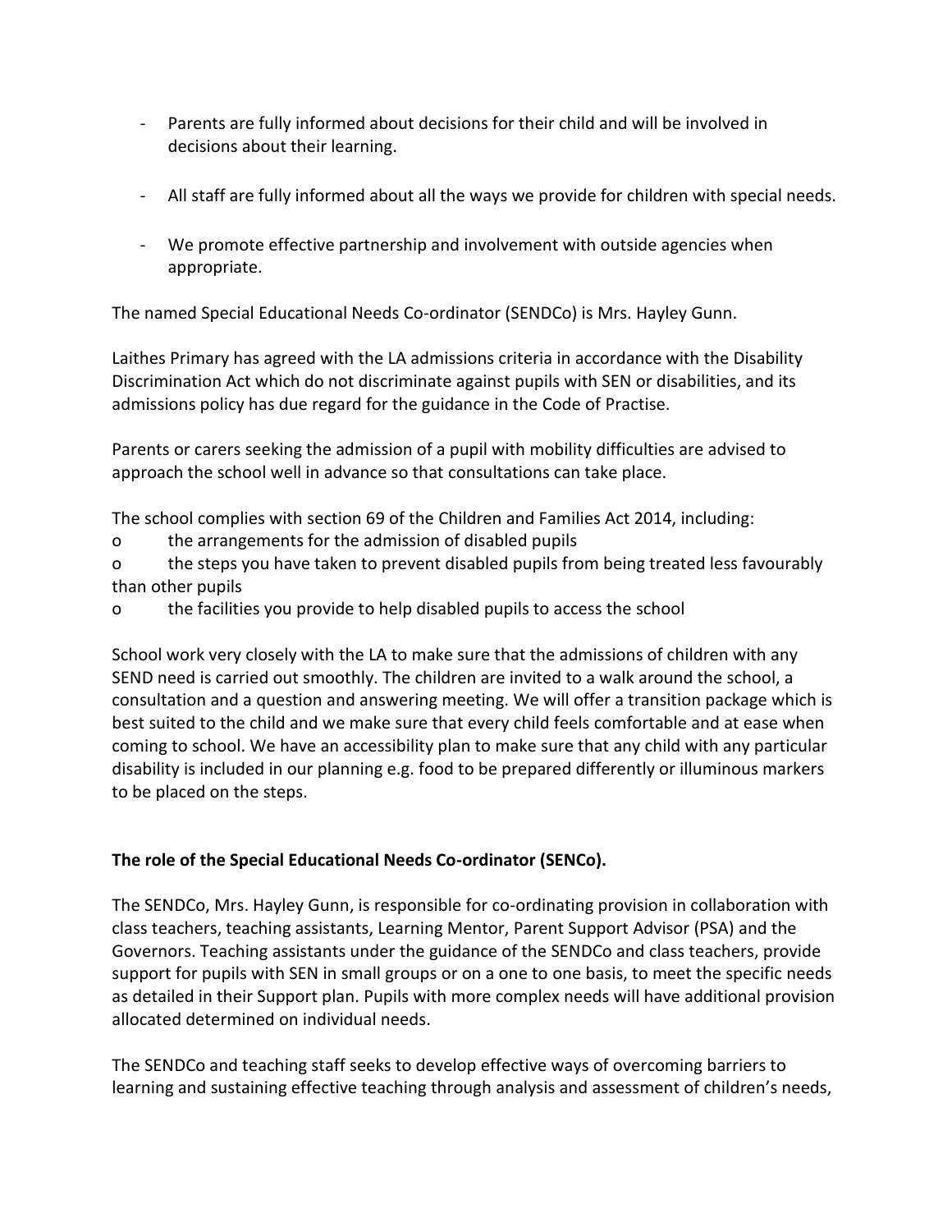- Parents are fully informed about decisions for their child and will be involved in decisions about their learning.

- All staff are fully informed about all the ways we provide for children with special needs.

- We promote effective partnership and involvement with outside agencies when appropriate.

The named Special Educational Needs Co-ordinator (SENDCo) is Mrs. Hayley Gunn.

Laithes Primary has agreed with the LA admissions criteria in accordance with the Disability Discrimination Act which do not discriminate against pupils with SEN or disabilities, and its admissions policy has due regard for the guidance in the Code of Practise.

Parents or carers seeking the admission of a pupil with mobility difficulties are advised to approach the school well in advance so that consultations can take place.

The school complies with section 69 of the Children and Families Act 2014, including:

o the arrangements for the admission of disabled pupils

o the steps you have taken to prevent disabled pupils from being treated less favourably than other pupils

o the facilities you provide to help disabled pupils to access the school

School work very closely with the LA to make sure that the admissions of children with any SEND need is carried out smoothly. The children are invited to a walk around the school, a consultation and a question and answering meeting. We will offer a transition package which is best suited to the child and we make sure that every child feels comfortable and at ease when coming to school. We have an accessibility plan to make sure that any child with any particular disability is included in our planning e.g. food to be prepared differently or illuminous markers to be placed on the steps.

**The role of the Special Educational Needs Co-ordinator (SENCo).**

The SENDCo, Mrs. Hayley Gunn, is responsible for co-ordinating provision in collaboration with class teachers, teaching assistants, Learning Mentor, Parent Support Advisor (PSA) and the Governors. Teaching assistants under the guidance of the SENDCo and class teachers, provide support for pupils with SEN in small groups or on a one to one basis, to meet the specific needs as detailed in their Support plan. Pupils with more complex needs will have additional provision allocated determined on individual needs.

The SENDCo and teaching staff seeks to develop effective ways of overcoming barriers to learning and sustaining effective teaching through analysis and assessment of children's needs,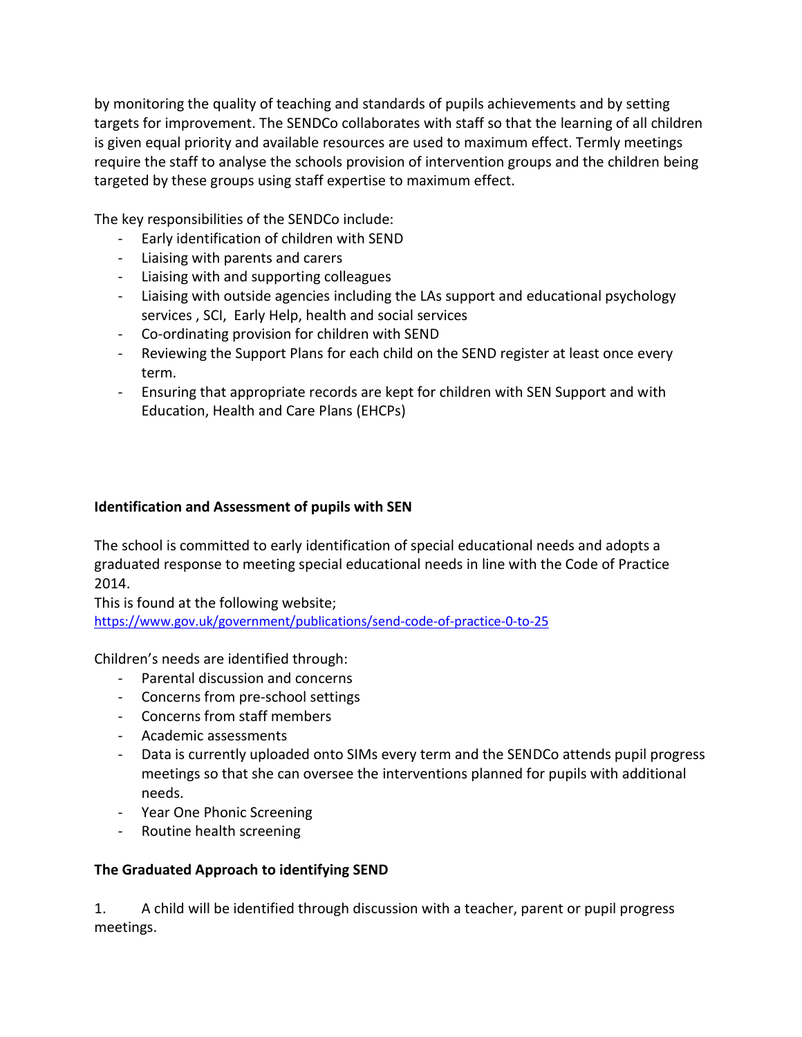by monitoring the quality of teaching and standards of pupils achievements and by setting targets for improvement. The SENDCo collaborates with staff so that the learning of all children is given equal priority and available resources are used to maximum effect. Termly meetings require the staff to analyse the schools provision of intervention groups and the children being targeted by these groups using staff expertise to maximum effect.

The key responsibilities of the SENDCo include:

- Early identification of children with SEND
- Liaising with parents and carers
- Liaising with and supporting colleagues
- Liaising with outside agencies including the LAs support and educational psychology services , SCI, Early Help, health and social services
- Co-ordinating provision for children with SEND
- Reviewing the Support Plans for each child on the SEND register at least once every term.
- Ensuring that appropriate records are kept for children with SEN Support and with Education, Health and Care Plans (EHCPs)

**Identification and Assessment of pupils with SEN**

The school is committed to early identification of special educational needs and adopts a graduated response to meeting special educational needs in line with the Code of Practice 2014.
This is found at the following website;
https://www.gov.uk/government/publications/send-code-of-practice-0-to-25

Children's needs are identified through:

- Parental discussion and concerns
- Concerns from pre-school settings
- Concerns from staff members
- Academic assessments
- Data is currently uploaded onto SIMs every term and the SENDCo attends pupil progress meetings so that she can oversee the interventions planned for pupils with additional needs.
- Year One Phonic Screening
- Routine health screening

**The Graduated Approach to identifying SEND**

1. A child will be identified through discussion with a teacher, parent or pupil progress meetings.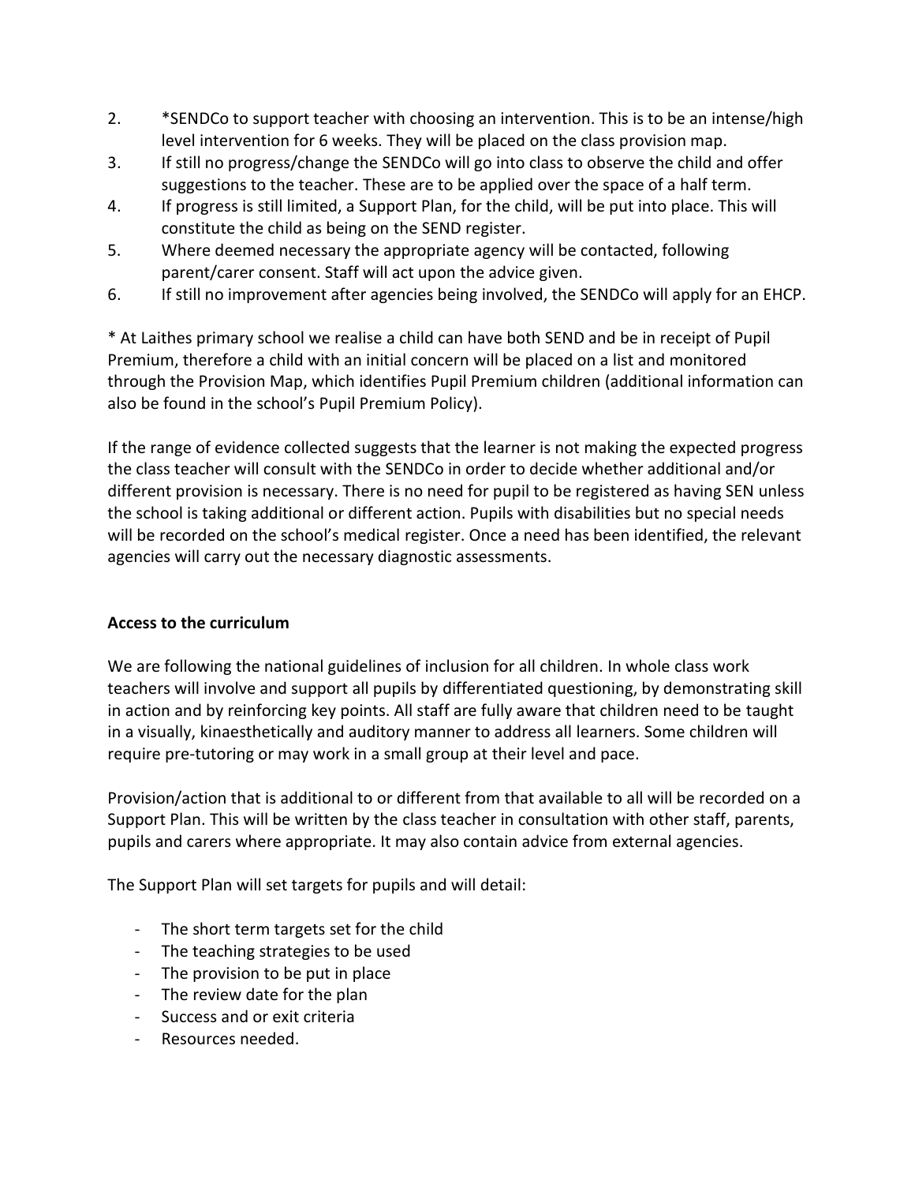2. *SENDCo to support teacher with choosing an intervention. This is to be an intense/high level intervention for 6 weeks. They will be placed on the class provision map.
3. If still no progress/change the SENDCo will go into class to observe the child and offer suggestions to the teacher. These are to be applied over the space of a half term.
4. If progress is still limited, a Support Plan, for the child, will be put into place. This will constitute the child as being on the SEND register.
5. Where deemed necessary the appropriate agency will be contacted, following parent/carer consent. Staff will act upon the advice given.
6. If still no improvement after agencies being involved, the SENDCo will apply for an EHCP.

* At Laithes primary school we realise a child can have both SEND and be in receipt of Pupil Premium, therefore a child with an initial concern will be placed on a list and monitored through the Provision Map, which identifies Pupil Premium children (additional information can also be found in the school's Pupil Premium Policy).

If the range of evidence collected suggests that the learner is not making the expected progress the class teacher will consult with the SENDCo in order to decide whether additional and/or different provision is necessary. There is no need for pupil to be registered as having SEN unless the school is taking additional or different action. Pupils with disabilities but no special needs will be recorded on the school's medical register. Once a need has been identified, the relevant agencies will carry out the necessary diagnostic assessments.

**Access to the curriculum**

We are following the national guidelines of inclusion for all children. In whole class work teachers will involve and support all pupils by differentiated questioning, by demonstrating skill in action and by reinforcing key points. All staff are fully aware that children need to be taught in a visually, kinaesthetically and auditory manner to address all learners. Some children will require pre-tutoring or may work in a small group at their level and pace.

Provision/action that is additional to or different from that available to all will be recorded on a Support Plan. This will be written by the class teacher in consultation with other staff, parents, pupils and carers where appropriate. It may also contain advice from external agencies.

The Support Plan will set targets for pupils and will detail:

- The short term targets set for the child
- The teaching strategies to be used
- The provision to be put in place
- The review date for the plan
- Success and or exit criteria
- Resources needed.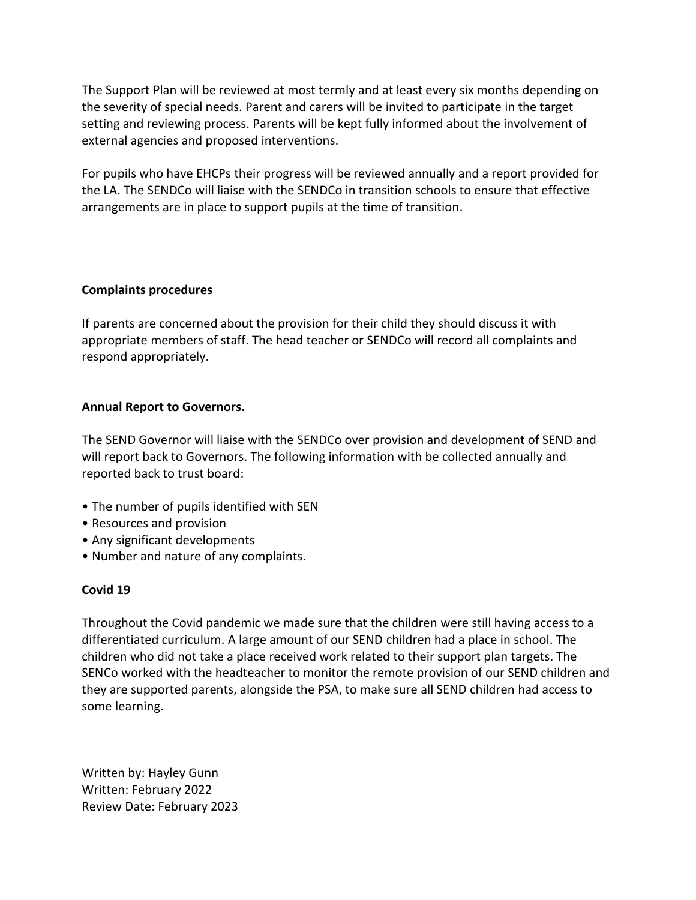The Support Plan will be reviewed at most termly and at least every six months depending on the severity of special needs. Parent and carers will be invited to participate in the target setting and reviewing process. Parents will be kept fully informed about the involvement of external agencies and proposed interventions.

For pupils who have EHCPs their progress will be reviewed annually and a report provided for the LA. The SENDCo will liaise with the SENDCo in transition schools to ensure that effective arrangements are in place to support pupils at the time of transition.

**Complaints procedures**

If parents are concerned about the provision for their child they should discuss it with appropriate members of staff. The head teacher or SENDCo will record all complaints and respond appropriately.

**Annual Report to Governors.**

The SEND Governor will liaise with the SENDCo over provision and development of SEND and will report back to Governors. The following information with be collected annually and reported back to trust board:

- The number of pupils identified with SEN
- Resources and provision
- Any significant developments
- Number and nature of any complaints.

**Covid 19**

Throughout the Covid pandemic we made sure that the children were still having access to a differentiated curriculum. A large amount of our SEND children had a place in school. The children who did not take a place received work related to their support plan targets. The SENCo worked with the headteacher to monitor the remote provision of our SEND children and they are supported parents, alongside the PSA, to make sure all SEND children had access to some learning.

Written by: Hayley Gunn
Written: February 2022
Review Date: February 2023